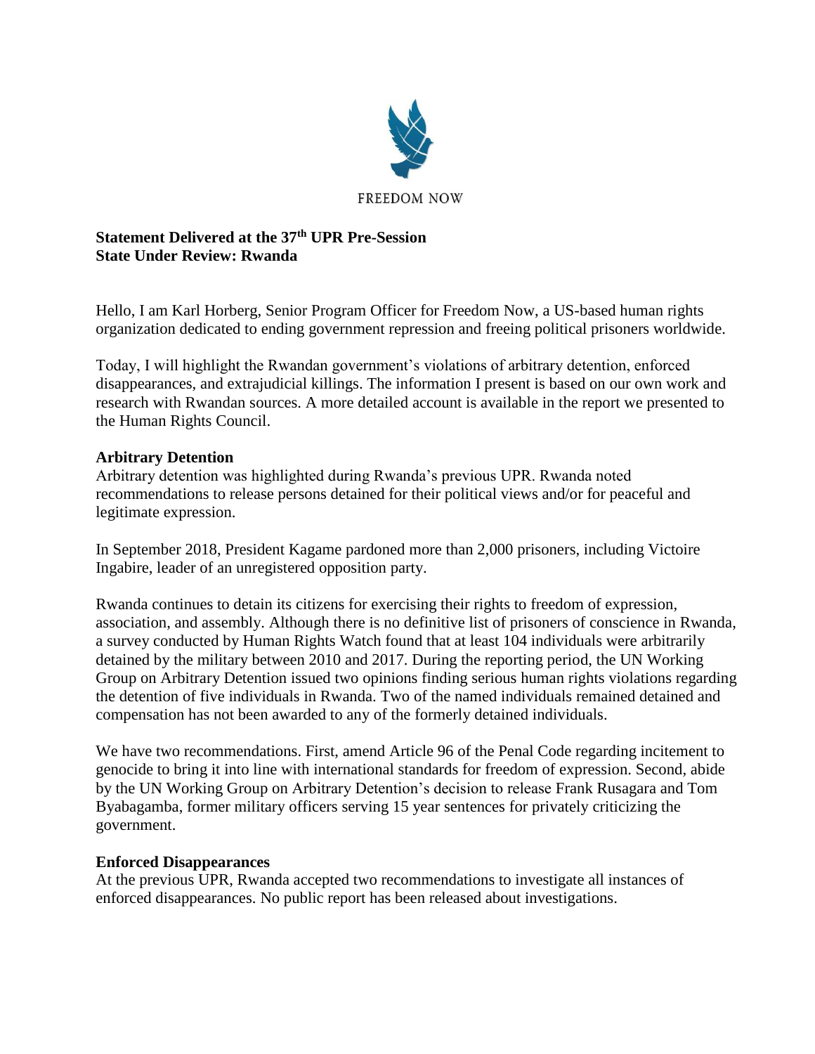FREEDOM NOW

**Statement Delivered at the 37th UPR Pre-Session**
**State Under Review: Rwanda**

Hello, I am Karl Horberg, Senior Program Officer for Freedom Now, a US-based human rights organization dedicated to ending government repression and freeing political prisoners worldwide.

Today, I will highlight the Rwandan government's violations of arbitrary detention, enforced disappearances, and extrajudicial killings. The information I present is based on our own work and research with Rwandan sources. A more detailed account is available in the report we presented to the Human Rights Council.

**Arbitrary Detention**

Arbitrary detention was highlighted during Rwanda's previous UPR. Rwanda noted recommendations to release persons detained for their political views and/or for peaceful and legitimate expression.

In September 2018, President Kagame pardoned more than 2,000 prisoners, including Victoire Ingabire, leader of an unregistered opposition party.

Rwanda continues to detain its citizens for exercising their rights to freedom of expression, association, and assembly. Although there is no definitive list of prisoners of conscience in Rwanda, a survey conducted by Human Rights Watch found that at least 104 individuals were arbitrarily detained by the military between 2010 and 2017. During the reporting period, the UN Working Group on Arbitrary Detention issued two opinions finding serious human rights violations regarding the detention of five individuals in Rwanda. Two of the named individuals remained detained and compensation has not been awarded to any of the formerly detained individuals.

We have two recommendations. First, amend Article 96 of the Penal Code regarding incitement to genocide to bring it into line with international standards for freedom of expression. Second, abide by the UN Working Group on Arbitrary Detention's decision to release Frank Rusagara and Tom Byabagamba, former military officers serving 15 year sentences for privately criticizing the government.

**Enforced Disappearances**

At the previous UPR, Rwanda accepted two recommendations to investigate all instances of enforced disappearances. No public report has been released about investigations.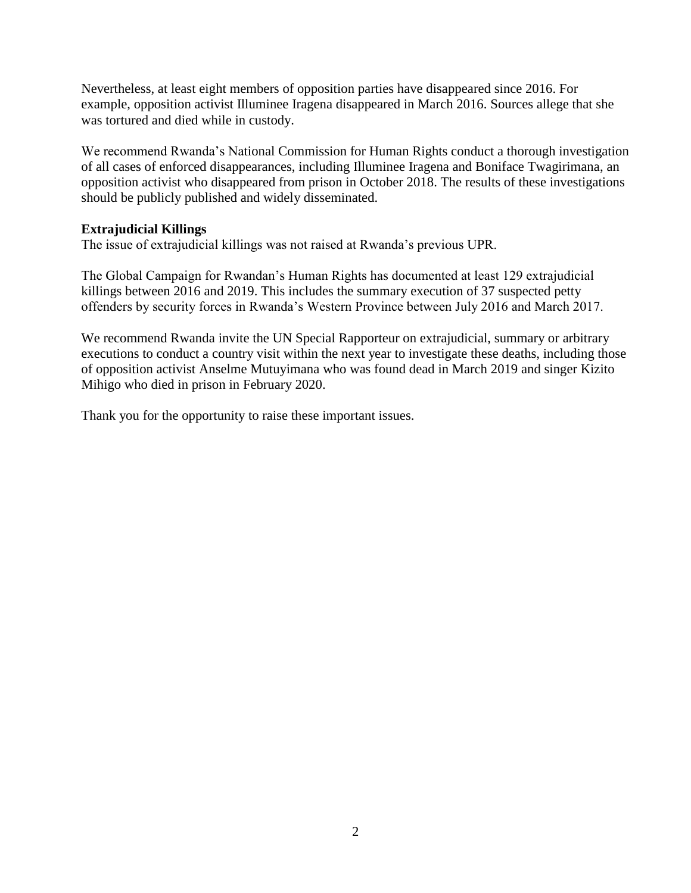Nevertheless, at least eight members of opposition parties have disappeared since 2016. For example, opposition activist Illuminee Iragena disappeared in March 2016. Sources allege that she was tortured and died while in custody.

We recommend Rwanda's National Commission for Human Rights conduct a thorough investigation of all cases of enforced disappearances, including Illuminee Iragena and Boniface Twagirimana, an opposition activist who disappeared from prison in October 2018. The results of these investigations should be publicly published and widely disseminated.

**Extrajudicial Killings**

The issue of extrajudicial killings was not raised at Rwanda's previous UPR.

The Global Campaign for Rwandan's Human Rights has documented at least 129 extrajudicial killings between 2016 and 2019. This includes the summary execution of 37 suspected petty offenders by security forces in Rwanda's Western Province between July 2016 and March 2017.

We recommend Rwanda invite the UN Special Rapporteur on extrajudicial, summary or arbitrary executions to conduct a country visit within the next year to investigate these deaths, including those of opposition activist Anselme Mutuyimana who was found dead in March 2019 and singer Kizito Mihigo who died in prison in February 2020.

Thank you for the opportunity to raise these important issues.